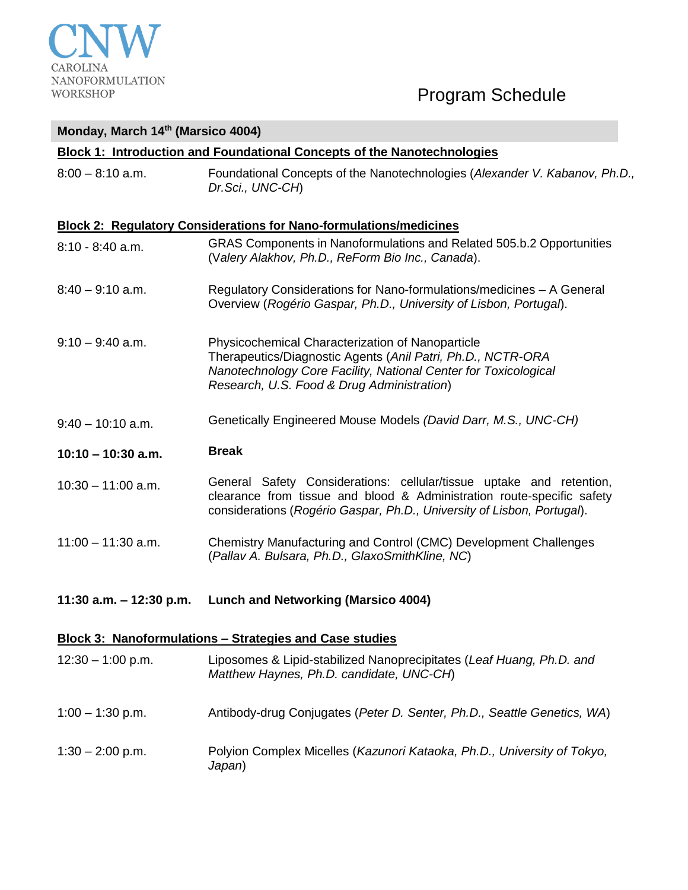CNW
CAROLINA
NANOFORMULATION
WORKSHOP

# Program Schedule

## Monday, March 14th (Marsico 4004)

**Block 1: Introduction and Foundational Concepts of the Nanotechnologies**

8:00 – 8:10 a.m. Foundational Concepts of the Nanotechnologies (*Alexander V. Kabanov, Ph.D., Dr.Sci., UNC-CH*)

**Block 2: Regulatory Considerations for Nano-formulations/medicines**

8:10 - 8:40 a.m. GRAS Components in Nanoformulations and Related 505.b.2 Opportunities (*Valery Alakhov, Ph.D., ReForm Bio Inc., Canada*).

8:40 – 9:10 a.m. Regulatory Considerations for Nano-formulations/medicines – A General Overview (*Rogério Gaspar, Ph.D., University of Lisbon, Portugal*).

9:10 – 9:40 a.m. Physicochemical Characterization of Nanoparticle Therapeutics/Diagnostic Agents (*Anil Patri, Ph.D., NCTR-ORA Nanotechnology Core Facility, National Center for Toxicological Research, U.S. Food & Drug Administration*)

9:40 – 10:10 a.m. Genetically Engineered Mouse Models *(David Darr, M.S., UNC-CH)*

**10:10 – 10:30 a.m. Break**

10:30 – 11:00 a.m. General Safety Considerations: cellular/tissue uptake and retention, clearance from tissue and blood & Administration route-specific safety considerations (*Rogério Gaspar, Ph.D., University of Lisbon, Portugal*).

11:00 – 11:30 a.m. Chemistry Manufacturing and Control (CMC) Development Challenges (*Pallav A. Bulsara, Ph.D., GlaxoSmithKline, NC*)

**11:30 a.m. – 12:30 p.m. Lunch and Networking (Marsico 4004)**

**Block 3: Nanoformulations – Strategies and Case studies**

12:30 – 1:00 p.m. Liposomes & Lipid-stabilized Nanoprecipitates (*Leaf Huang, Ph.D. and Matthew Haynes, Ph.D. candidate, UNC-CH*)

1:00 – 1:30 p.m. Antibody-drug Conjugates (*Peter D. Senter, Ph.D., Seattle Genetics, WA*)

1:30 – 2:00 p.m. Polyion Complex Micelles (*Kazunori Kataoka, Ph.D., University of Tokyo, Japan*)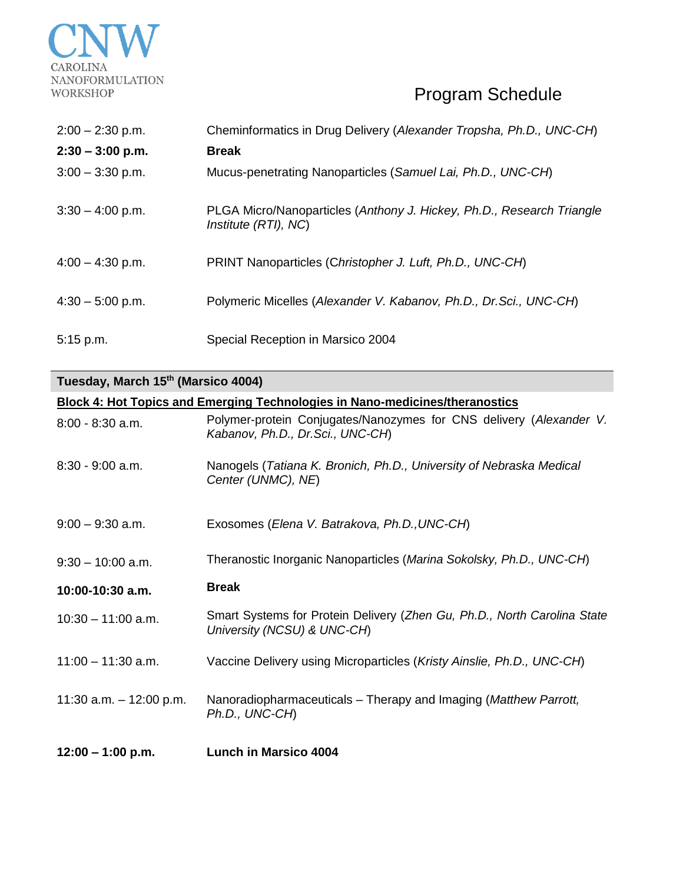| | |
|---|---|
| 2:00 – 2:30 p.m. | Cheminformatics in Drug Delivery (*Alexander Tropsha, Ph.D., UNC-CH*) |
| **2:30 – 3:00 p.m.** | **Break** |
| 3:00 – 3:30 p.m. | Mucus-penetrating Nanoparticles (*Samuel Lai, Ph.D., UNC-CH*) |
| 3:30 – 4:00 p.m. | PLGA Micro/Nanoparticles (*Anthony J. Hickey, Ph.D., Research Triangle Institute (RTI), NC*) |
| 4:00 – 4:30 p.m. | PRINT Nanoparticles (*Christopher J. Luft, Ph.D., UNC-CH*) |
| 4:30 – 5:00 p.m. | Polymeric Micelles (*Alexander V. Kabanov, Ph.D., Dr.Sci., UNC-CH*) |
| 5:15 p.m. | Special Reception in Marsico 2004 |

**Tuesday, March 15th (Marsico 4004)**

**Block 4: Hot Topics and Emerging Technologies in Nano-medicines/theranostics**

| | |
|---|---|
| 8:00 - 8:30 a.m. | Polymer-protein Conjugates/Nanozymes for CNS delivery (*Alexander V. Kabanov, Ph.D., Dr.Sci., UNC-CH*) |
| 8:30 - 9:00 a.m. | Nanogels (*Tatiana K. Bronich, Ph.D., University of Nebraska Medical Center (UNMC), NE*) |
| 9:00 – 9:30 a.m. | Exosomes (*Elena V. Batrakova, Ph.D.,UNC-CH*) |
| 9:30 – 10:00 a.m. | Theranostic Inorganic Nanoparticles (*Marina Sokolsky, Ph.D., UNC-CH*) |
| **10:00-10:30 a.m.** | **Break** |
| 10:30 – 11:00 a.m. | Smart Systems for Protein Delivery (*Zhen Gu, Ph.D., North Carolina State University (NCSU) & UNC-CH*) |
| 11:00 – 11:30 a.m. | Vaccine Delivery using Microparticles (*Kristy Ainslie, Ph.D., UNC-CH*) |
| 11:30 a.m. – 12:00 p.m. | Nanoradiopharmaceuticals – Therapy and Imaging (*Matthew Parrott, Ph.D., UNC-CH*) |
| **12:00 – 1:00 p.m.** | **Lunch in Marsico 4004** |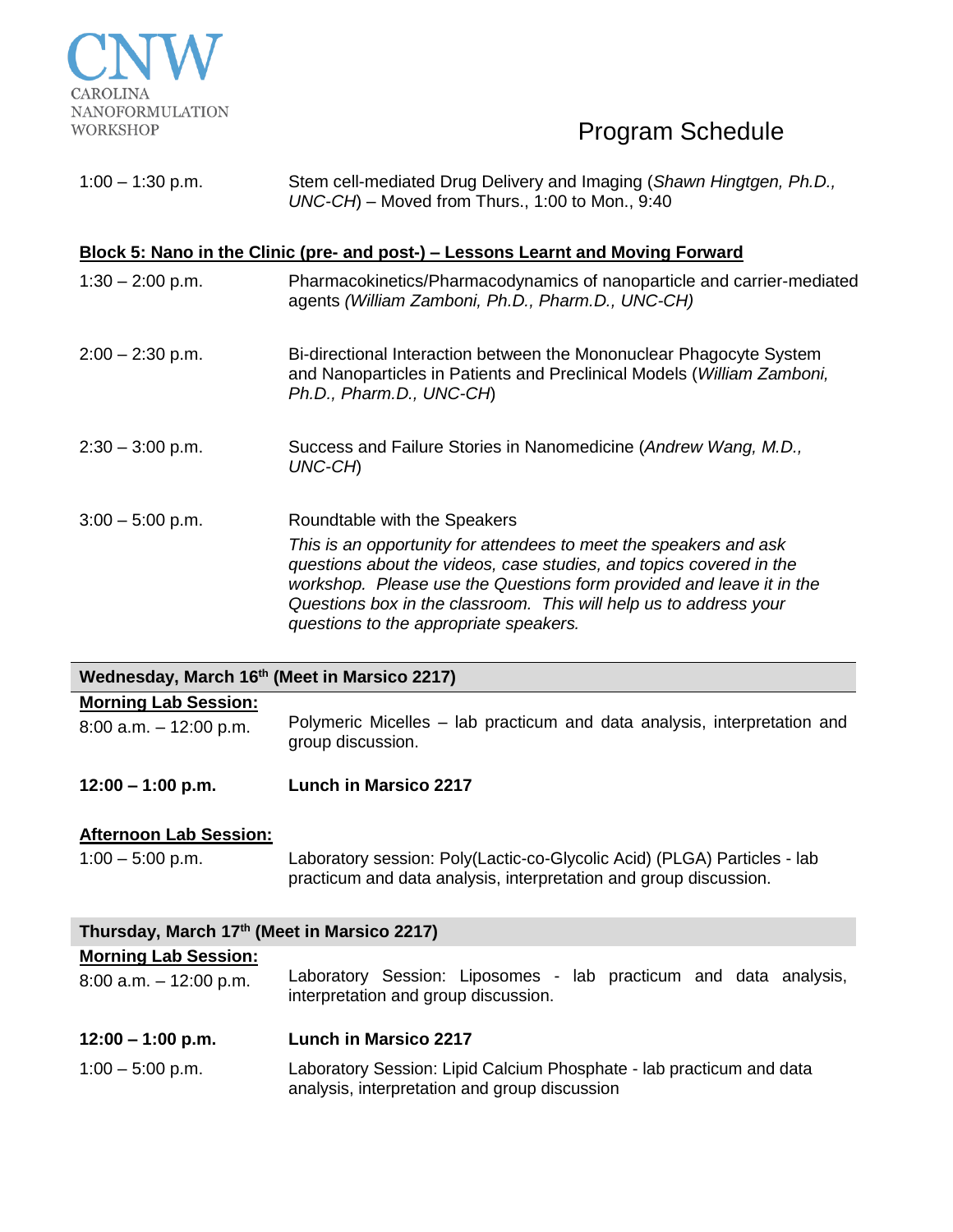# Program Schedule

| | |
|---|---|
| 1:00 – 1:30 p.m. | Stem cell-mediated Drug Delivery and Imaging (*Shawn Hingtgen, Ph.D., UNC-CH*) – Moved from Thurs., 1:00 to Mon., 9:40 |

**Block 5: Nano in the Clinic (pre- and post-) – Lessons Learnt and Moving Forward**

| | |
|---|---|
| 1:30 – 2:00 p.m. | Pharmacokinetics/Pharmacodynamics of nanoparticle and carrier-mediated agents *(William Zamboni, Ph.D., Pharm.D., UNC-CH)* |
| 2:00 – 2:30 p.m. | Bi-directional Interaction between the Mononuclear Phagocyte System and Nanoparticles in Patients and Preclinical Models (*William Zamboni, Ph.D., Pharm.D., UNC-CH*) |
| 2:30 – 3:00 p.m. | Success and Failure Stories in Nanomedicine (*Andrew Wang, M.D., UNC-CH*) |
| 3:00 – 5:00 p.m. | Roundtable with the Speakers<br>*This is an opportunity for attendees to meet the speakers and ask questions about the videos, case studies, and topics covered in the workshop. Please use the Questions form provided and leave it in the Questions box in the classroom. This will help us to address your questions to the appropriate speakers.* |

## Wednesday, March 16th (Meet in Marsico 2217)

**Morning Lab Session:**

| | |
|---|---|
| 8:00 a.m. – 12:00 p.m. | Polymeric Micelles – lab practicum and data analysis, interpretation and group discussion. |
| **12:00 – 1:00 p.m.** | **Lunch in Marsico 2217** |

**Afternoon Lab Session:**

| | |
|---|---|
| 1:00 – 5:00 p.m. | Laboratory session: Poly(Lactic-co-Glycolic Acid) (PLGA) Particles - lab practicum and data analysis, interpretation and group discussion. |

## Thursday, March 17th (Meet in Marsico 2217)

**Morning Lab Session:**

| | |
|---|---|
| 8:00 a.m. – 12:00 p.m. | Laboratory Session: Liposomes - lab practicum and data analysis, interpretation and group discussion. |
| **12:00 – 1:00 p.m.** | **Lunch in Marsico 2217** |
| 1:00 – 5:00 p.m. | Laboratory Session: Lipid Calcium Phosphate - lab practicum and data analysis, interpretation and group discussion |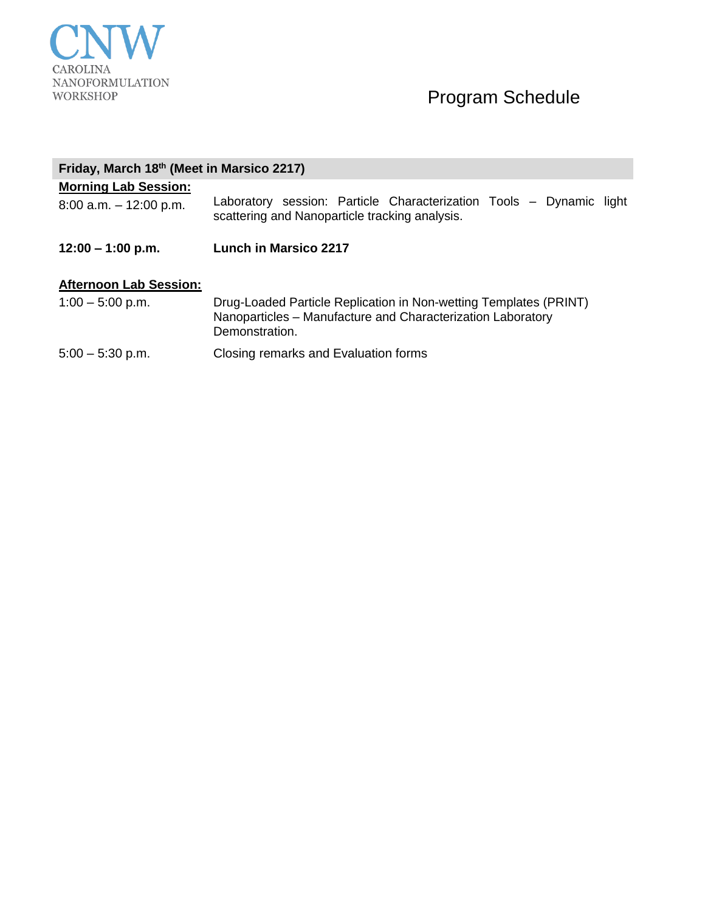CNW
CAROLINA
NANOFORMULATION
WORKSHOP

# Program Schedule

| Friday, March 18th (Meet in Marsico 2217) | |
|---|---|
| **Morning Lab Session:** | |
| 8:00 a.m. – 12:00 p.m. | Laboratory session: Particle Characterization Tools – Dynamic light scattering and Nanoparticle tracking analysis. |
| **12:00 – 1:00 p.m.** | **Lunch in Marsico 2217** |
| **Afternoon Lab Session:** | |
| 1:00 – 5:00 p.m. | Drug-Loaded Particle Replication in Non-wetting Templates (PRINT) Nanoparticles – Manufacture and Characterization Laboratory Demonstration. |
| 5:00 – 5:30 p.m. | Closing remarks and Evaluation forms |